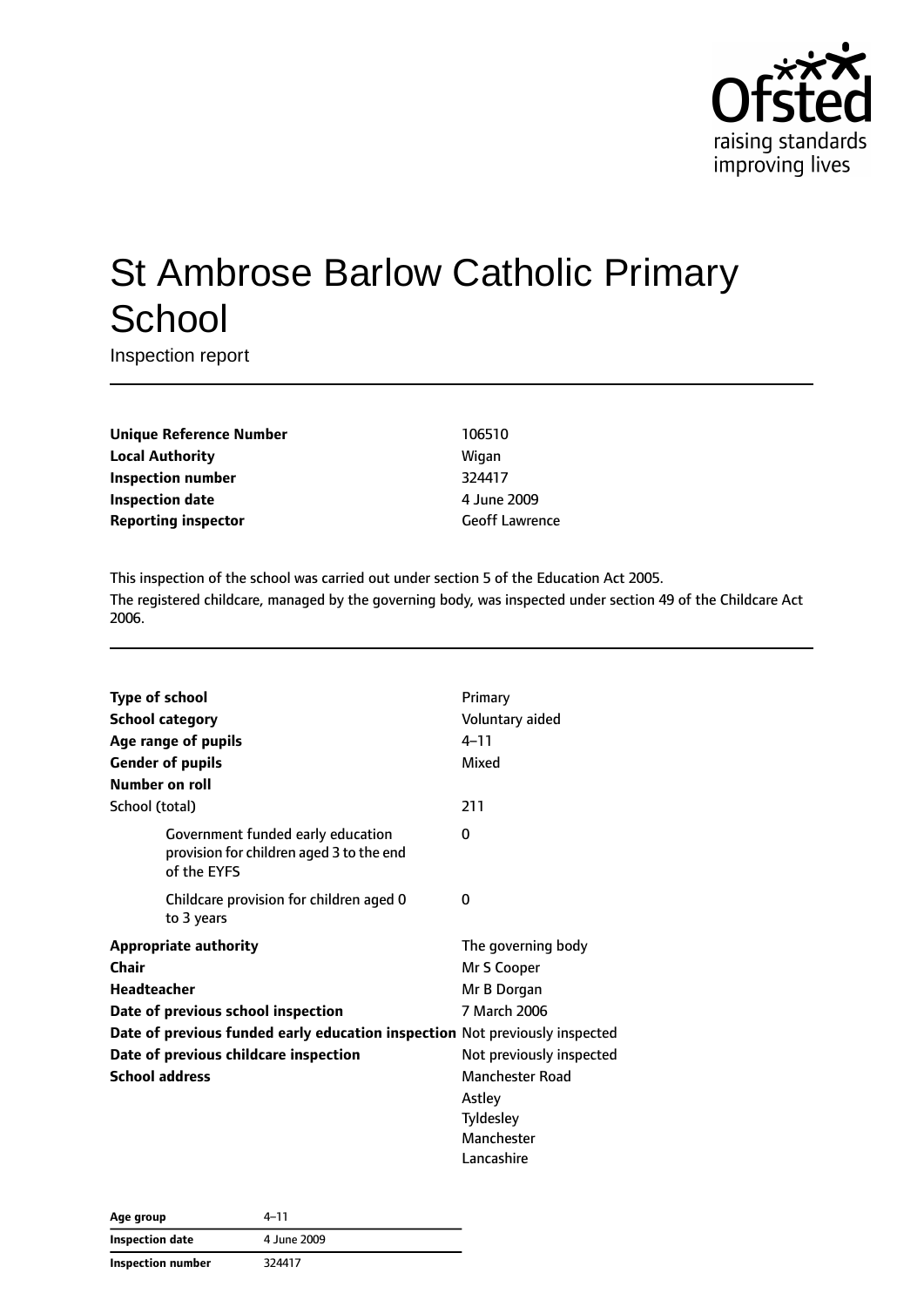# St Ambrose Barlow Catholic Primary School

Inspection report

| | |
|---|---|
| **Unique Reference Number** | 106510 |
| **Local Authority** | Wigan |
| **Inspection number** | 324417 |
| **Inspection date** | 4 June 2009 |
| **Reporting inspector** | Geoff Lawrence |

This inspection of the school was carried out under section 5 of the Education Act 2005.

The registered childcare, managed by the governing body, was inspected under section 49 of the Childcare Act 2006.

| | |
|---|---|
| **Type of school** | Primary |
| **School category** | Voluntary aided |
| **Age range of pupils** | 4–11 |
| **Gender of pupils** | Mixed |
| **Number on roll** | |
| School (total) | 211 |
| Government funded early education provision for children aged 3 to the end of the EYFS | 0 |
| Childcare provision for children aged 0 to 3 years | 0 |
| **Appropriate authority** | The governing body |
| **Chair** | Mr S Cooper |
| **Headteacher** | Mr B Dorgan |
| **Date of previous school inspection** | 7 March 2006 |
| **Date of previous funded early education inspection** | Not previously inspected |
| **Date of previous childcare inspection** | Not previously inspected |
| **School address** | Manchester Road<br>Astley<br>Tyldesley<br>Manchester<br>Lancashire |

| | |
|---|---|
| **Age group** | 4–11 |
| **Inspection date** | 4 June 2009 |
| **Inspection number** | 324417 |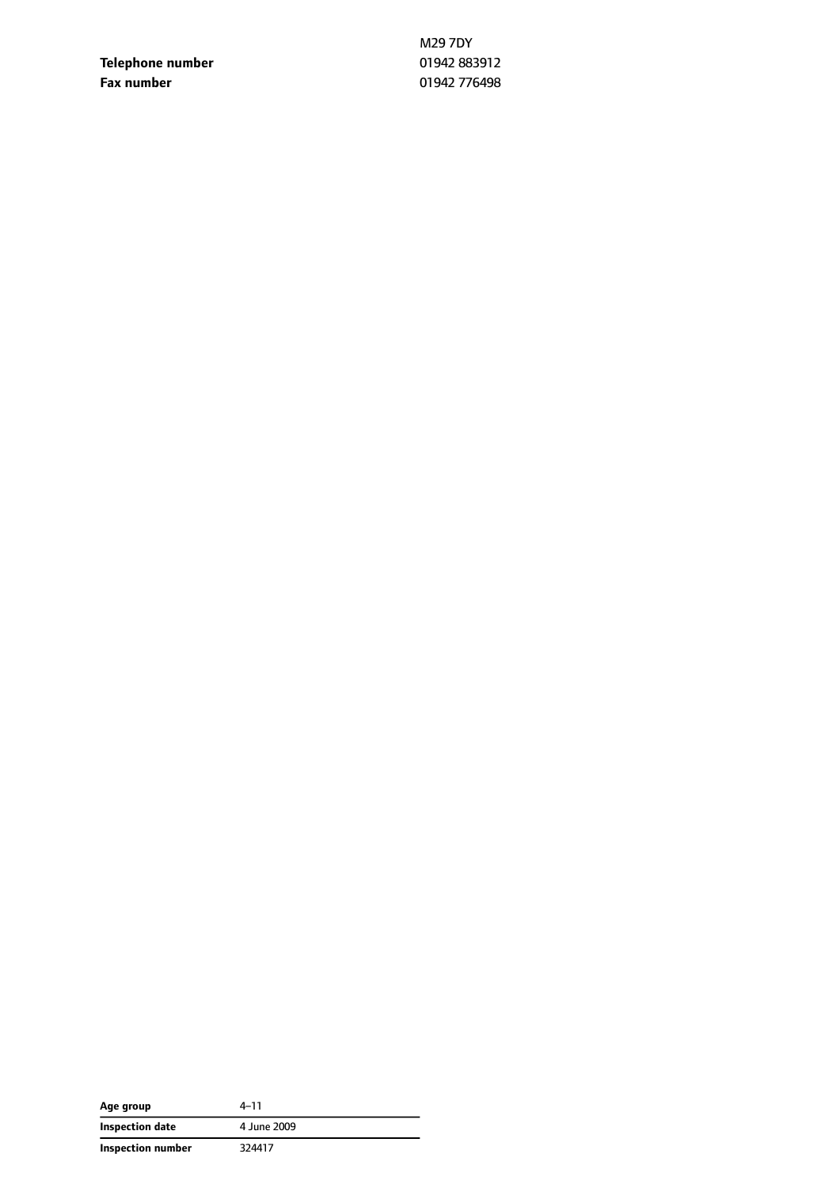| | |
|---|---|
| | M29 7DY |
| **Telephone number** | 01942 883912 |
| **Fax number** | 01942 776498 |

| | |
|---|---|
| **Age group** | 4–11 |
| **Inspection date** | 4 June 2009 |
| **Inspection number** | 324417 |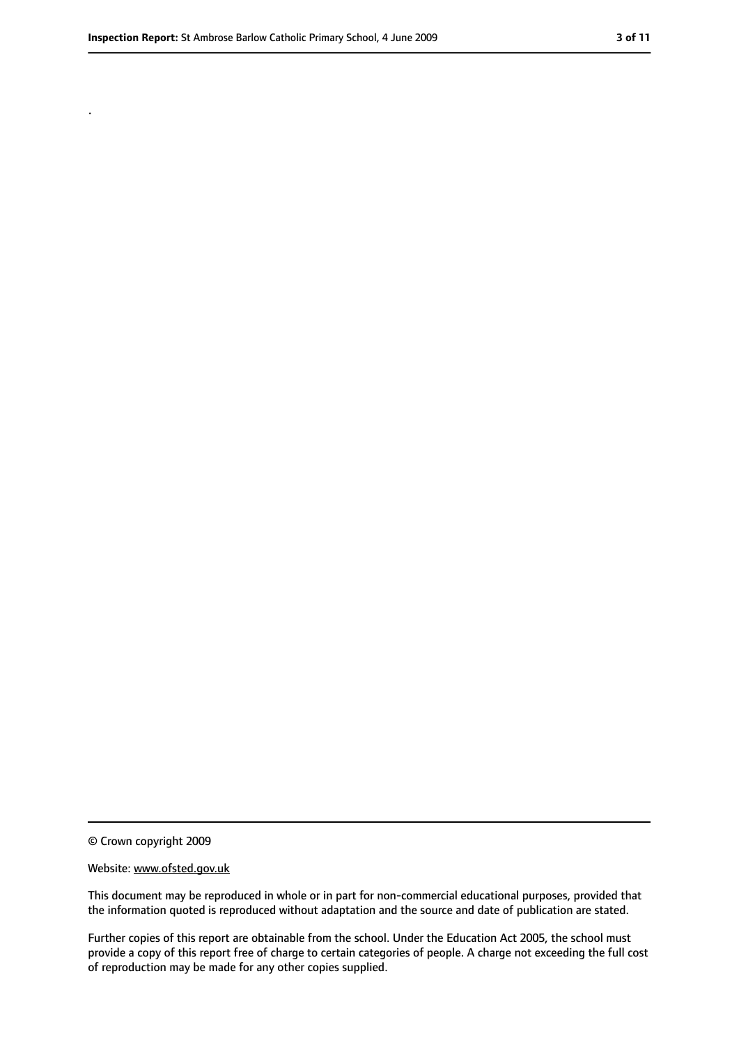.

© Crown copyright 2009

Website: www.ofsted.gov.uk

This document may be reproduced in whole or in part for non-commercial educational purposes, provided that the information quoted is reproduced without adaptation and the source and date of publication are stated.

Further copies of this report are obtainable from the school. Under the Education Act 2005, the school must provide a copy of this report free of charge to certain categories of people. A charge not exceeding the full cost of reproduction may be made for any other copies supplied.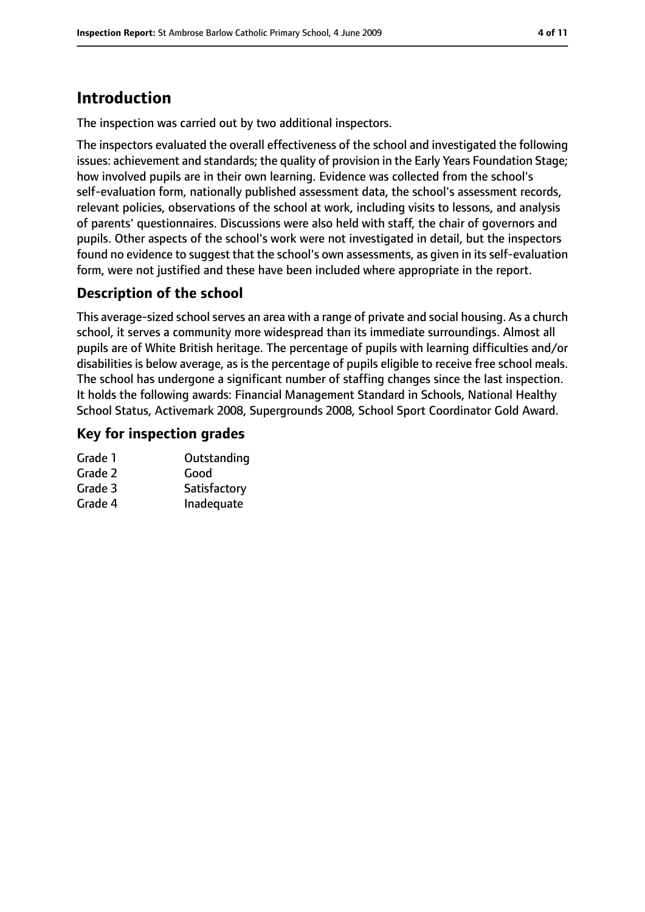# Introduction

The inspection was carried out by two additional inspectors.

The inspectors evaluated the overall effectiveness of the school and investigated the following issues: achievement and standards; the quality of provision in the Early Years Foundation Stage; how involved pupils are in their own learning. Evidence was collected from the school's self-evaluation form, nationally published assessment data, the school's assessment records, relevant policies, observations of the school at work, including visits to lessons, and analysis of parents' questionnaires. Discussions were also held with staff, the chair of governors and pupils. Other aspects of the school's work were not investigated in detail, but the inspectors found no evidence to suggest that the school's own assessments, as given in its self-evaluation form, were not justified and these have been included where appropriate in the report.

## Description of the school

This average-sized school serves an area with a range of private and social housing. As a church school, it serves a community more widespread than its immediate surroundings. Almost all pupils are of White British heritage. The percentage of pupils with learning difficulties and/or disabilities is below average, as is the percentage of pupils eligible to receive free school meals. The school has undergone a significant number of staffing changes since the last inspection. It holds the following awards: Financial Management Standard in Schools, National Healthy School Status, Activemark 2008, Supergrounds 2008, School Sport Coordinator Gold Award.

## Key for inspection grades

| | |
|---|---|
| Grade 1 | Outstanding |
| Grade 2 | Good |
| Grade 3 | Satisfactory |
| Grade 4 | Inadequate |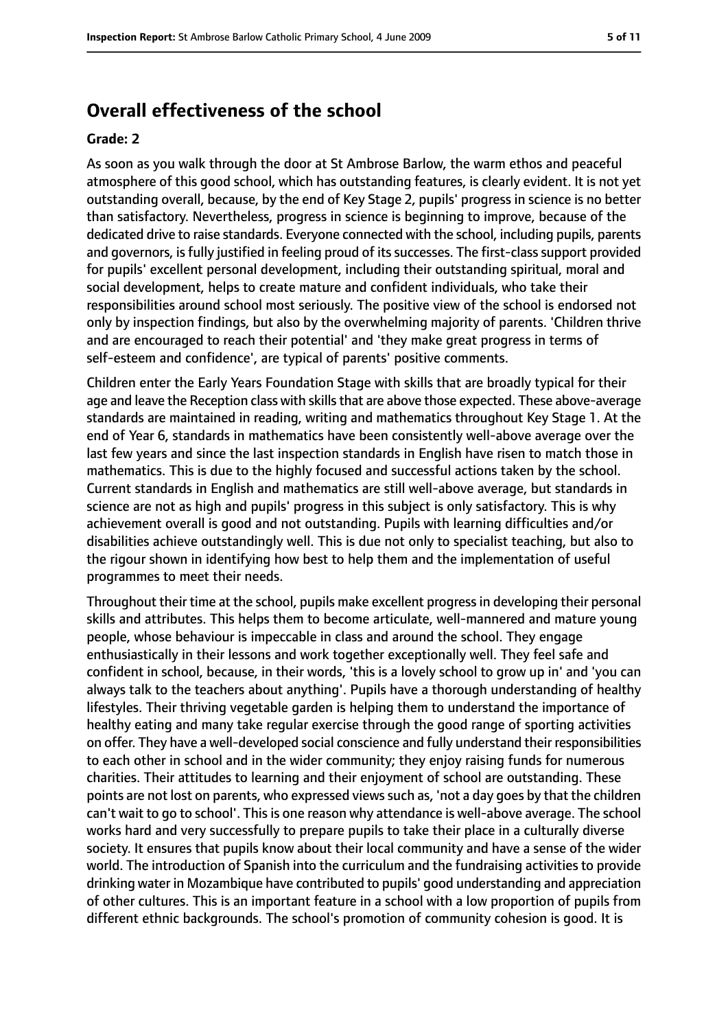## Overall effectiveness of the school

**Grade: 2**

As soon as you walk through the door at St Ambrose Barlow, the warm ethos and peaceful atmosphere of this good school, which has outstanding features, is clearly evident. It is not yet outstanding overall, because, by the end of Key Stage 2, pupils' progress in science is no better than satisfactory. Nevertheless, progress in science is beginning to improve, because of the dedicated drive to raise standards. Everyone connected with the school, including pupils, parents and governors, is fully justified in feeling proud of its successes. The first-class support provided for pupils' excellent personal development, including their outstanding spiritual, moral and social development, helps to create mature and confident individuals, who take their responsibilities around school most seriously. The positive view of the school is endorsed not only by inspection findings, but also by the overwhelming majority of parents. 'Children thrive and are encouraged to reach their potential' and 'they make great progress in terms of self-esteem and confidence', are typical of parents' positive comments.

Children enter the Early Years Foundation Stage with skills that are broadly typical for their age and leave the Reception class with skills that are above those expected. These above-average standards are maintained in reading, writing and mathematics throughout Key Stage 1. At the end of Year 6, standards in mathematics have been consistently well-above average over the last few years and since the last inspection standards in English have risen to match those in mathematics. This is due to the highly focused and successful actions taken by the school. Current standards in English and mathematics are still well-above average, but standards in science are not as high and pupils' progress in this subject is only satisfactory. This is why achievement overall is good and not outstanding. Pupils with learning difficulties and/or disabilities achieve outstandingly well. This is due not only to specialist teaching, but also to the rigour shown in identifying how best to help them and the implementation of useful programmes to meet their needs.

Throughout their time at the school, pupils make excellent progress in developing their personal skills and attributes. This helps them to become articulate, well-mannered and mature young people, whose behaviour is impeccable in class and around the school. They engage enthusiastically in their lessons and work together exceptionally well. They feel safe and confident in school, because, in their words, 'this is a lovely school to grow up in' and 'you can always talk to the teachers about anything'. Pupils have a thorough understanding of healthy lifestyles. Their thriving vegetable garden is helping them to understand the importance of healthy eating and many take regular exercise through the good range of sporting activities on offer. They have a well-developed social conscience and fully understand their responsibilities to each other in school and in the wider community; they enjoy raising funds for numerous charities. Their attitudes to learning and their enjoyment of school are outstanding. These points are not lost on parents, who expressed views such as, 'not a day goes by that the children can't wait to go to school'. This is one reason why attendance is well-above average. The school works hard and very successfully to prepare pupils to take their place in a culturally diverse society. It ensures that pupils know about their local community and have a sense of the wider world. The introduction of Spanish into the curriculum and the fundraising activities to provide drinking water in Mozambique have contributed to pupils' good understanding and appreciation of other cultures. This is an important feature in a school with a low proportion of pupils from different ethnic backgrounds. The school's promotion of community cohesion is good. It is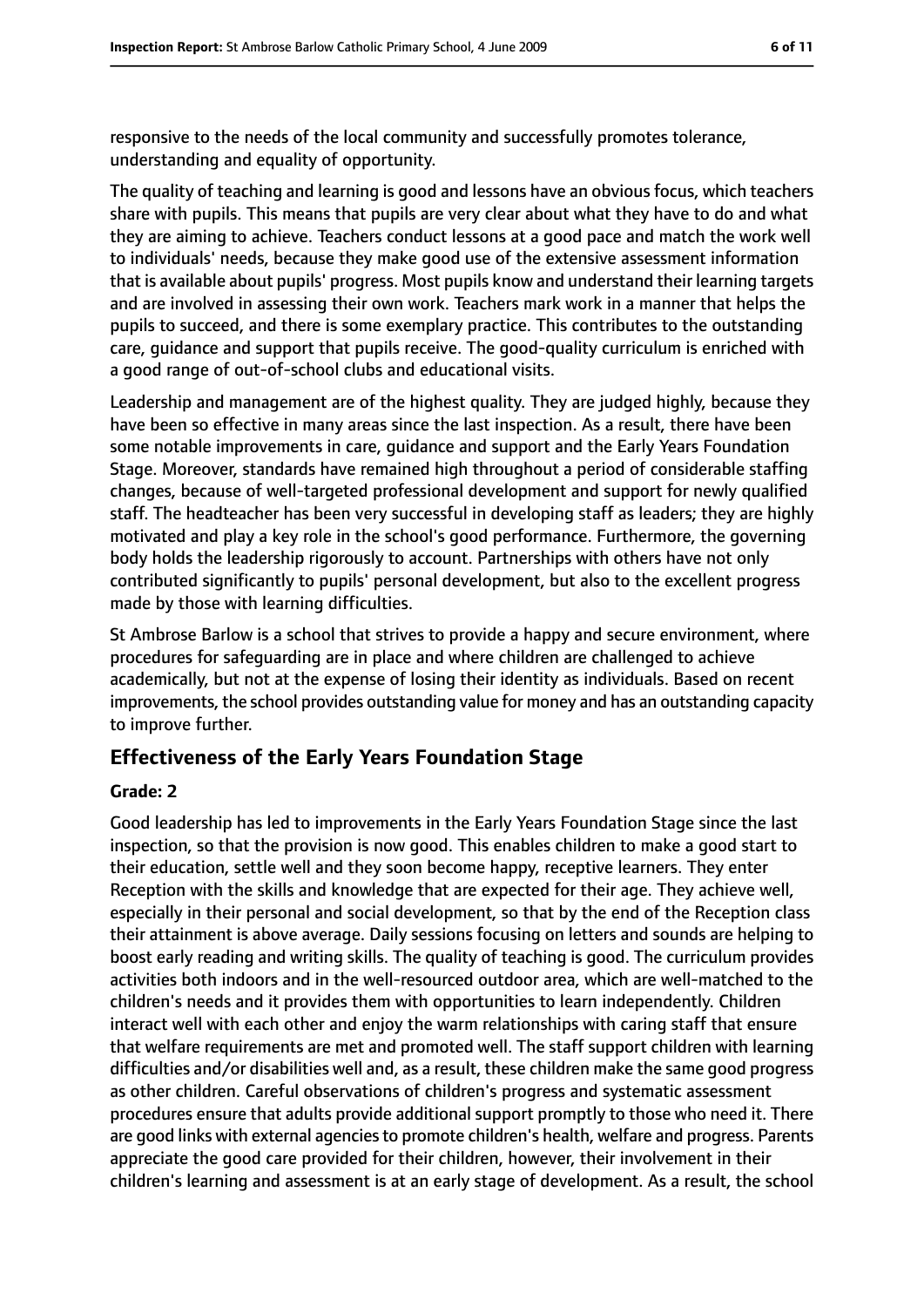responsive to the needs of the local community and successfully promotes tolerance, understanding and equality of opportunity.

The quality of teaching and learning is good and lessons have an obvious focus, which teachers share with pupils. This means that pupils are very clear about what they have to do and what they are aiming to achieve. Teachers conduct lessons at a good pace and match the work well to individuals' needs, because they make good use of the extensive assessment information that is available about pupils' progress. Most pupils know and understand their learning targets and are involved in assessing their own work. Teachers mark work in a manner that helps the pupils to succeed, and there is some exemplary practice. This contributes to the outstanding care, guidance and support that pupils receive. The good-quality curriculum is enriched with a good range of out-of-school clubs and educational visits.

Leadership and management are of the highest quality. They are judged highly, because they have been so effective in many areas since the last inspection. As a result, there have been some notable improvements in care, guidance and support and the Early Years Foundation Stage. Moreover, standards have remained high throughout a period of considerable staffing changes, because of well-targeted professional development and support for newly qualified staff. The headteacher has been very successful in developing staff as leaders; they are highly motivated and play a key role in the school's good performance. Furthermore, the governing body holds the leadership rigorously to account. Partnerships with others have not only contributed significantly to pupils' personal development, but also to the excellent progress made by those with learning difficulties.

St Ambrose Barlow is a school that strives to provide a happy and secure environment, where procedures for safeguarding are in place and where children are challenged to achieve academically, but not at the expense of losing their identity as individuals. Based on recent improvements, the school provides outstanding value for money and has an outstanding capacity to improve further.

## Effectiveness of the Early Years Foundation Stage

**Grade: 2**

Good leadership has led to improvements in the Early Years Foundation Stage since the last inspection, so that the provision is now good. This enables children to make a good start to their education, settle well and they soon become happy, receptive learners. They enter Reception with the skills and knowledge that are expected for their age. They achieve well, especially in their personal and social development, so that by the end of the Reception class their attainment is above average. Daily sessions focusing on letters and sounds are helping to boost early reading and writing skills. The quality of teaching is good. The curriculum provides activities both indoors and in the well-resourced outdoor area, which are well-matched to the children's needs and it provides them with opportunities to learn independently. Children interact well with each other and enjoy the warm relationships with caring staff that ensure that welfare requirements are met and promoted well. The staff support children with learning difficulties and/or disabilities well and, as a result, these children make the same good progress as other children. Careful observations of children's progress and systematic assessment procedures ensure that adults provide additional support promptly to those who need it. There are good links with external agencies to promote children's health, welfare and progress. Parents appreciate the good care provided for their children, however, their involvement in their children's learning and assessment is at an early stage of development. As a result, the school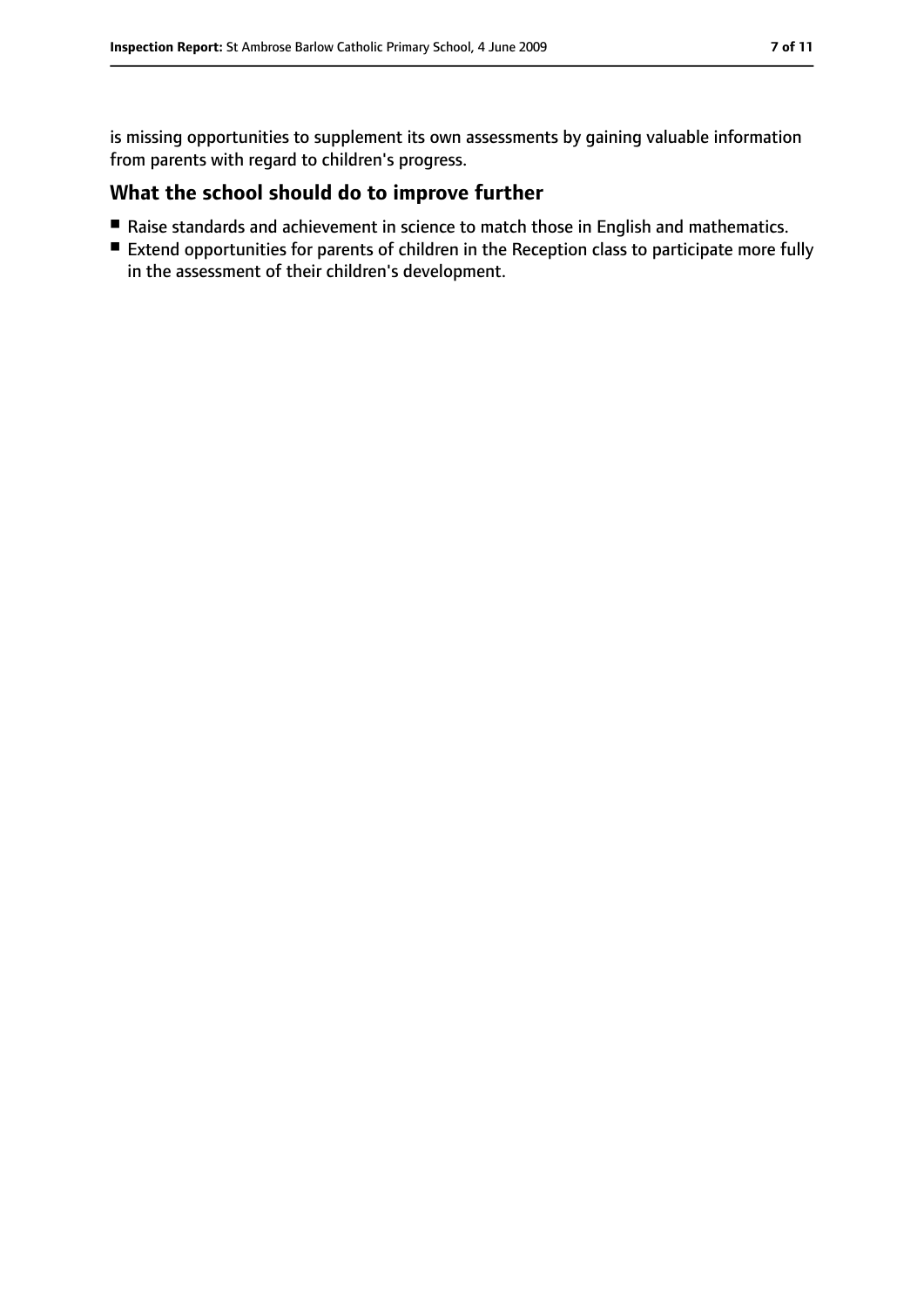is missing opportunities to supplement its own assessments by gaining valuable information from parents with regard to children's progress.

## What the school should do to improve further

- Raise standards and achievement in science to match those in English and mathematics.
- Extend opportunities for parents of children in the Reception class to participate more fully in the assessment of their children's development.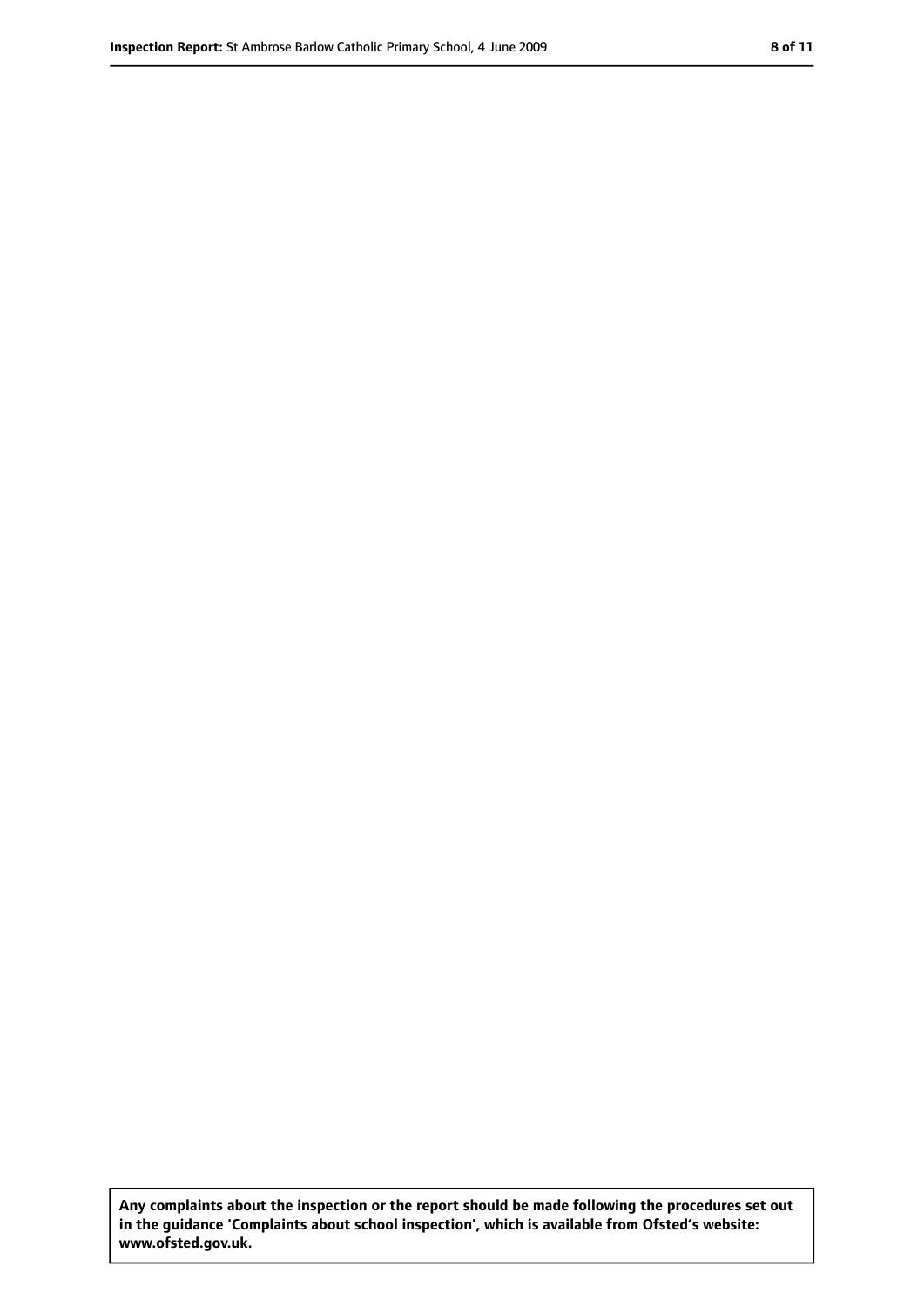**Any complaints about the inspection or the report should be made following the procedures set out in the guidance 'Complaints about school inspection', which is available from Ofsted's website: www.ofsted.gov.uk.**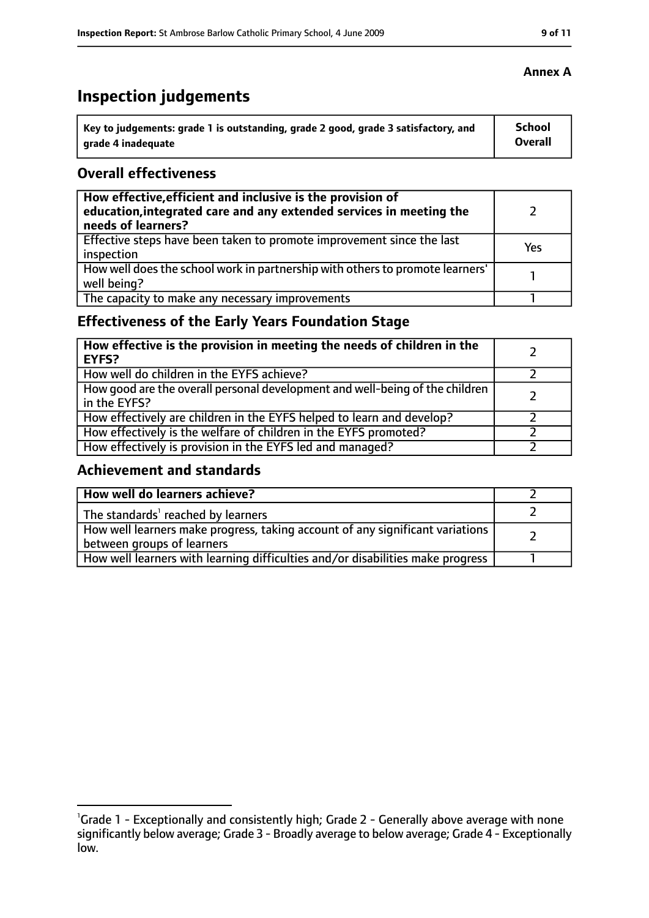**Annex A**

# Inspection judgements

| Key to judgements: grade 1 is outstanding, grade 2 good, grade 3 satisfactory, and grade 4 inadequate | School Overall |
|---|---|

## Overall effectiveness

| | |
|---|---|
| **How effective, efficient and inclusive is the provision of education, integrated care and any extended services in meeting the needs of learners?** | 2 |
| Effective steps have been taken to promote improvement since the last inspection | Yes |
| How well does the school work in partnership with others to promote learners' well being? | 1 |
| The capacity to make any necessary improvements | 1 |

## Effectiveness of the Early Years Foundation Stage

| | |
|---|---|
| **How effective is the provision in meeting the needs of children in the EYFS?** | 2 |
| How well do children in the EYFS achieve? | 2 |
| How good are the overall personal development and well-being of the children in the EYFS? | 2 |
| How effectively are children in the EYFS helped to learn and develop? | 2 |
| How effectively is the welfare of children in the EYFS promoted? | 2 |
| How effectively is provision in the EYFS led and managed? | 2 |

## Achievement and standards

| | |
|---|---|
| **How well do learners achieve?** | 2 |
| The standards[1] reached by learners | 2 |
| How well learners make progress, taking account of any significant variations between groups of learners | 2 |
| How well learners with learning difficulties and/or disabilities make progress | 1 |

[1]Grade 1 - Exceptionally and consistently high; Grade 2 - Generally above average with none significantly below average; Grade 3 - Broadly average to below average; Grade 4 - Exceptionally low.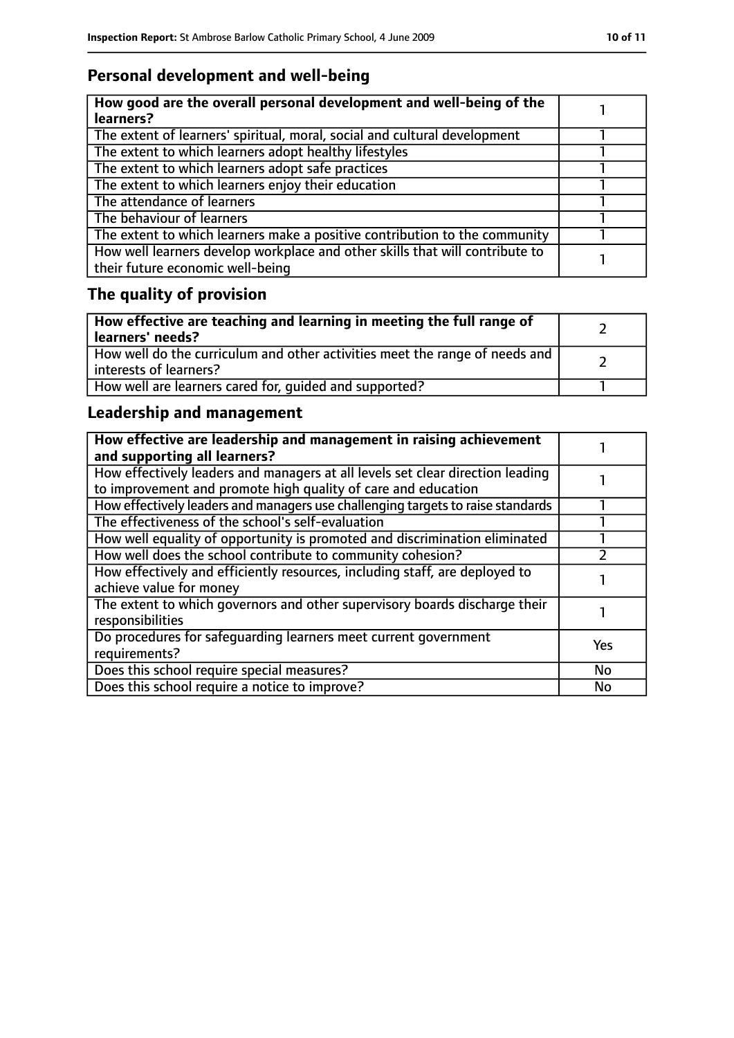## Personal development and well-being

| How good are the overall personal development and well-being of the learners? | 1 |
| --- | --- |
| The extent of learners' spiritual, moral, social and cultural development | 1 |
| The extent to which learners adopt healthy lifestyles | 1 |
| The extent to which learners adopt safe practices | 1 |
| The extent to which learners enjoy their education | 1 |
| The attendance of learners | 1 |
| The behaviour of learners | 1 |
| The extent to which learners make a positive contribution to the community | 1 |
| How well learners develop workplace and other skills that will contribute to their future economic well-being | 1 |

## The quality of provision

| How effective are teaching and learning in meeting the full range of learners' needs? | 2 |
| --- | --- |
| How well do the curriculum and other activities meet the range of needs and interests of learners? | 2 |
| How well are learners cared for, guided and supported? | 1 |

## Leadership and management

| How effective are leadership and management in raising achievement and supporting all learners? | 1 |
| --- | --- |
| How effectively leaders and managers at all levels set clear direction leading to improvement and promote high quality of care and education | 1 |
| How effectively leaders and managers use challenging targets to raise standards | 1 |
| The effectiveness of the school's self-evaluation | 1 |
| How well equality of opportunity is promoted and discrimination eliminated | 1 |
| How well does the school contribute to community cohesion? | 2 |
| How effectively and efficiently resources, including staff, are deployed to achieve value for money | 1 |
| The extent to which governors and other supervisory boards discharge their responsibilities | 1 |
| Do procedures for safeguarding learners meet current government requirements? | Yes |
| Does this school require special measures? | No |
| Does this school require a notice to improve? | No |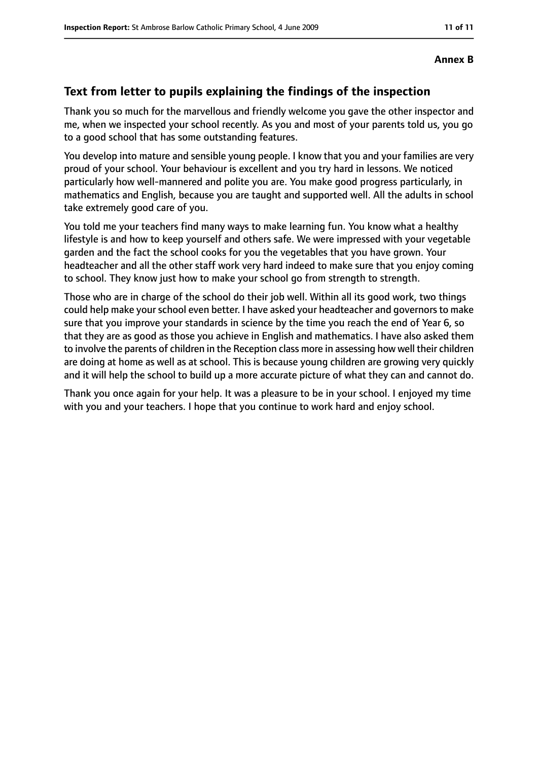**Annex B**

## Text from letter to pupils explaining the findings of the inspection

Thank you so much for the marvellous and friendly welcome you gave the other inspector and me, when we inspected your school recently. As you and most of your parents told us, you go to a good school that has some outstanding features.

You develop into mature and sensible young people. I know that you and your families are very proud of your school. Your behaviour is excellent and you try hard in lessons. We noticed particularly how well-mannered and polite you are. You make good progress particularly, in mathematics and English, because you are taught and supported well. All the adults in school take extremely good care of you.

You told me your teachers find many ways to make learning fun. You know what a healthy lifestyle is and how to keep yourself and others safe. We were impressed with your vegetable garden and the fact the school cooks for you the vegetables that you have grown. Your headteacher and all the other staff work very hard indeed to make sure that you enjoy coming to school. They know just how to make your school go from strength to strength.

Those who are in charge of the school do their job well. Within all its good work, two things could help make your school even better. I have asked your headteacher and governors to make sure that you improve your standards in science by the time you reach the end of Year 6, so that they are as good as those you achieve in English and mathematics. I have also asked them to involve the parents of children in the Reception class more in assessing how well their children are doing at home as well as at school. This is because young children are growing very quickly and it will help the school to build up a more accurate picture of what they can and cannot do.

Thank you once again for your help. It was a pleasure to be in your school. I enjoyed my time with you and your teachers. I hope that you continue to work hard and enjoy school.